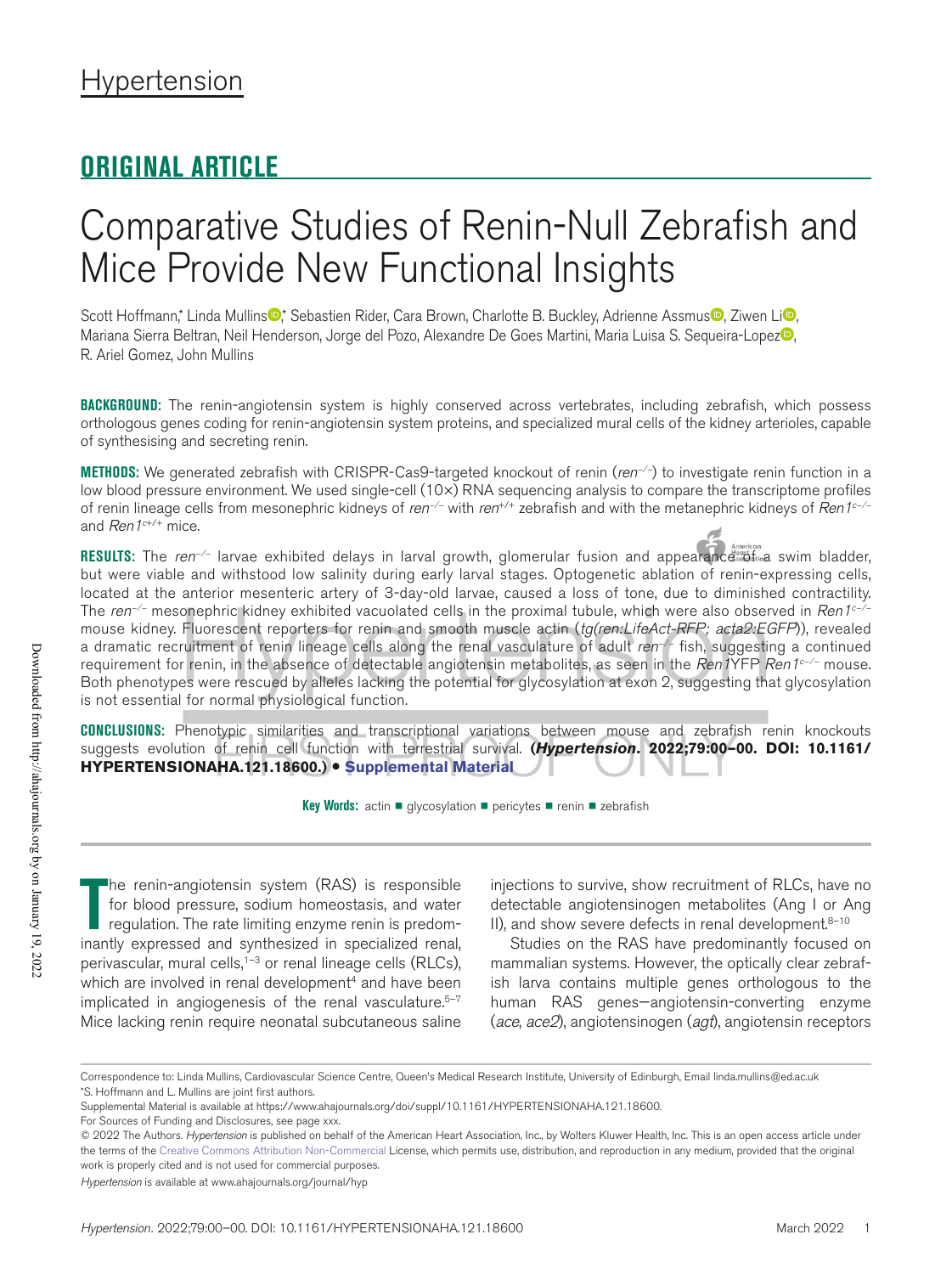# Hypertension

## ORIGINAL ARTICLE

# Comparative Studies of Renin-Null Zebrafish and Mice Provide New Functional Insights

Scott Hoffmann,* Linda Mullins,* Sebastien Rider, Cara Brown, Charlotte B. Buckley, Adrienne Assmus, Ziwen Li, Mariana Sierra Beltran, Neil Henderson, Jorge del Pozo, Alexandre De Goes Martini, Maria Luisa S. Sequeira-Lopez, R. Ariel Gomez, John Mullins

**BACKGROUND:** The renin-angiotensin system is highly conserved across vertebrates, including zebrafish, which possess orthologous genes coding for renin-angiotensin system proteins, and specialized mural cells of the kidney arterioles, capable of synthesising and secreting renin.

**METHODS:** We generated zebrafish with CRISPR-Cas9-targeted knockout of renin (*ren*$^{-/-}$) to investigate renin function in a low blood pressure environment. We used single-cell (10×) RNA sequencing analysis to compare the transcriptome profiles of renin lineage cells from mesonephric kidneys of *ren*$^{-/-}$ with *ren*$^{+/+}$ zebrafish and with the metanephric kidneys of *Ren1*$^{c-/-}$ and *Ren1*$^{c+/+}$ mice.

**RESULTS:** The *ren*$^{-/-}$ larvae exhibited delays in larval growth, glomerular fusion and appearance of a swim bladder, but were viable and withstood low salinity during early larval stages. Optogenetic ablation of renin-expressing cells, located at the anterior mesenteric artery of 3-day-old larvae, caused a loss of tone, due to diminished contractility. The *ren*$^{-/-}$ mesonephric kidney exhibited vacuolated cells in the proximal tubule, which were also observed in *Ren1*$^{c-/-}$ mouse kidney. Fluorescent reporters for renin and smooth muscle actin (*tg(ren:LifeAct-RFP; acta2:EGFP)*), revealed a dramatic recruitment of renin lineage cells along the renal vasculature of adult *ren*$^{-/-}$ fish, suggesting a continued requirement for renin, in the absence of detectable angiotensin metabolites, as seen in the *Ren1*YFP *Ren1*$^{c-/-}$ mouse. Both phenotypes were rescued by alleles lacking the potential for glycosylation at exon 2, suggesting that glycosylation is not essential for normal physiological function.

**CONCLUSIONS:** Phenotypic similarities and transcriptional variations between mouse and zebrafish renin knockouts suggests evolution of renin cell function with terrestrial survival. **(*Hypertension*. 2022;79:00–00. DOI: 10.1161/HYPERTENSIONAHA.121.18600.)** • **Supplemental Material**

**Key Words:** actin ■ glycosylation ■ pericytes ■ renin ■ zebrafish

The renin-angiotensin system (RAS) is responsible for blood pressure, sodium homeostasis, and water regulation. The rate limiting enzyme renin is predominantly expressed and synthesized in specialized renal, perivascular, mural cells,[1–3] or renal lineage cells (RLCs), which are involved in renal development[4] and have been implicated in angiogenesis of the renal vasculature.[5–7] Mice lacking renin require neonatal subcutaneous saline injections to survive, show recruitment of RLCs, have no detectable angiotensinogen metabolites (Ang I or Ang II), and show severe defects in renal development.[8–10]

Studies on the RAS have predominantly focused on mammalian systems. However, the optically clear zebrafish larva contains multiple genes orthologous to the human RAS genes—angiotensin-converting enzyme (*ace*, *ace2*), angiotensinogen (*agt*), angiotensin receptors

Correspondence to: Linda Mullins, Cardiovascular Science Centre, Queen's Medical Research Institute, University of Edinburgh, Email linda.mullins@ed.ac.uk

*S. Hoffmann and L. Mullins are joint first authors.

Supplemental Material is available at https://www.ahajournals.org/doi/suppl/10.1161/HYPERTENSIONAHA.121.18600.

For Sources of Funding and Disclosures, see page xxx.

© 2022 The Authors. *Hypertension* is published on behalf of the American Heart Association, Inc., by Wolters Kluwer Health, Inc. This is an open access article under the terms of the Creative Commons Attribution Non-Commercial License, which permits use, distribution, and reproduction in any medium, provided that the original work is properly cited and is not used for commercial purposes.

*Hypertension* is available at www.ahajournals.org/journal/hyp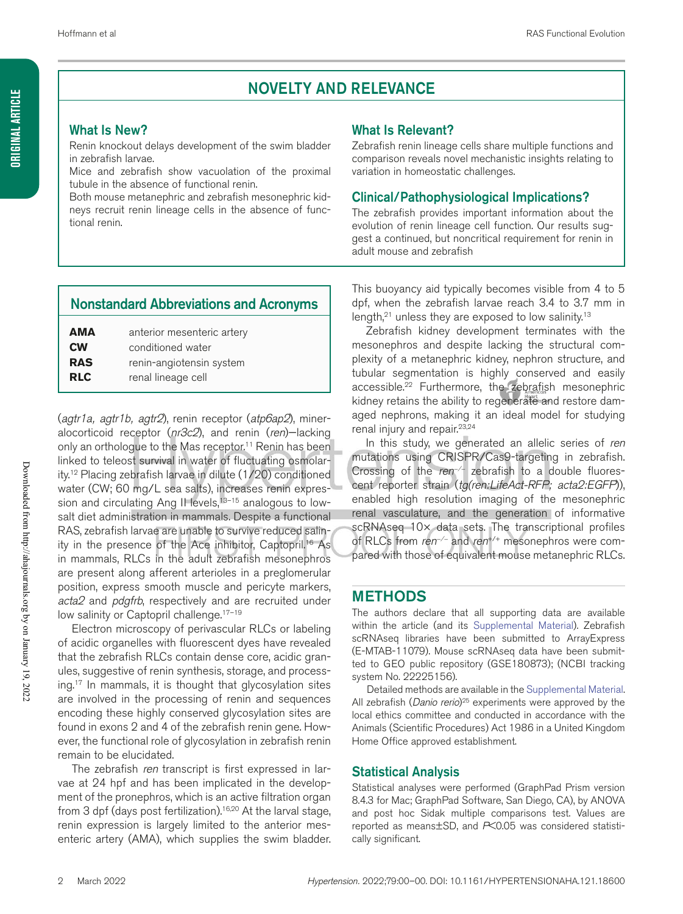## NOVELTY AND RELEVANCE

### What Is New?

Renin knockout delays development of the swim bladder in zebrafish larvae.

Mice and zebrafish show vacuolation of the proximal tubule in the absence of functional renin.

Both mouse metanephric and zebrafish mesonephric kidneys recruit renin lineage cells in the absence of functional renin.

### What Is Relevant?

Zebrafish renin lineage cells share multiple functions and comparison reveals novel mechanistic insights relating to variation in homeostatic challenges.

### Clinical/Pathophysiological Implications?

The zebrafish provides important information about the evolution of renin lineage cell function. Our results suggest a continued, but noncritical requirement for renin in adult mouse and zebrafish

### Nonstandard Abbreviations and Acronyms

| | |
|---|---|
| **AMA** | anterior mesenteric artery |
| **CW** | conditioned water |
| **RAS** | renin-angiotensin system |
| **RLC** | renal lineage cell |

(*agtr1a, agtr1b, agtr2*), renin receptor (*atp6ap2*), mineralocorticoid receptor (*nr3c2*), and renin (*ren*)—lacking only an orthologue to the Mas receptor.[11] Renin has been linked to teleost survival in water of fluctuating osmolarity.[12] Placing zebrafish larvae in dilute (1/20) conditioned water (CW; 60 mg/L sea salts), increases renin expression and circulating Ang II levels,[13–15] analogous to low-salt diet administration in mammals. Despite a functional RAS, zebrafish larvae are unable to survive reduced salinity in the presence of the Ace inhibitor, Captopril.[16] As in mammals, RLCs in the adult zebrafish mesonephros are present along afferent arterioles in a preglomerular position, express smooth muscle and pericyte markers, *acta2* and *pdgfrb*, respectively and are recruited under low salinity or Captopril challenge.[17–19]

Electron microscopy of perivascular RLCs or labeling of acidic organelles with fluorescent dyes have revealed that the zebrafish RLCs contain dense core, acidic granules, suggestive of renin synthesis, storage, and processing.[17] In mammals, it is thought that glycosylation sites are involved in the processing of renin and sequences encoding these highly conserved glycosylation sites are found in exons 2 and 4 of the zebrafish renin gene. However, the functional role of glycosylation in zebrafish renin remain to be elucidated.

The zebrafish *ren* transcript is first expressed in larvae at 24 hpf and has been implicated in the development of the pronephros, which is an active filtration organ from 3 dpf (days post fertilization).[16,20] At the larval stage, renin expression is largely limited to the anterior mesenteric artery (AMA), which supplies the swim bladder. This buoyancy aid typically becomes visible from 4 to 5 dpf, when the zebrafish larvae reach 3.4 to 3.7 mm in length,[21] unless they are exposed to low salinity.[13]

Zebrafish kidney development terminates with the mesonephros and despite lacking the structural complexity of a metanephric kidney, nephron structure, and tubular segmentation is highly conserved and easily accessible.[22] Furthermore, the zebrafish mesonephric kidney retains the ability to regenerate and restore damaged nephrons, making it an ideal model for studying renal injury and repair.[23,24]

In this study, we generated an allelic series of *ren* mutations using CRISPR/Cas9-targeting in zebrafish. Crossing of the *ren*$^{-/-}$ zebrafish to a double fluorescent reporter strain (*tg(ren:LifeAct-RFP; acta2:EGFP)*), enabled high resolution imaging of the mesonephric renal vasculature, and the generation of informative scRNAseq 10× data sets. The transcriptional profiles of RLCs from *ren*$^{-/-}$ and *ren*$^{+/+}$ mesonephros were compared with those of equivalent mouse metanephric RLCs.

## METHODS

The authors declare that all supporting data are available within the article (and its Supplemental Material). Zebrafish scRNAseq libraries have been submitted to ArrayExpress (E-MTAB-11079). Mouse scRNAseq data have been submitted to GEO public repository (GSE180873); (NCBI tracking system No. 22225156).

Detailed methods are available in the Supplemental Material. All zebrafish (*Danio rerio*)[25] experiments were approved by the local ethics committee and conducted in accordance with the Animals (Scientific Procedures) Act 1986 in a United Kingdom Home Office approved establishment.

### Statistical Analysis

Statistical analyses were performed (GraphPad Prism version 8.4.3 for Mac; GraphPad Software, San Diego, CA), by ANOVA and post hoc Sidak multiple comparisons test. Values are reported as means±SD, and $P<0.05$ was considered statistically significant.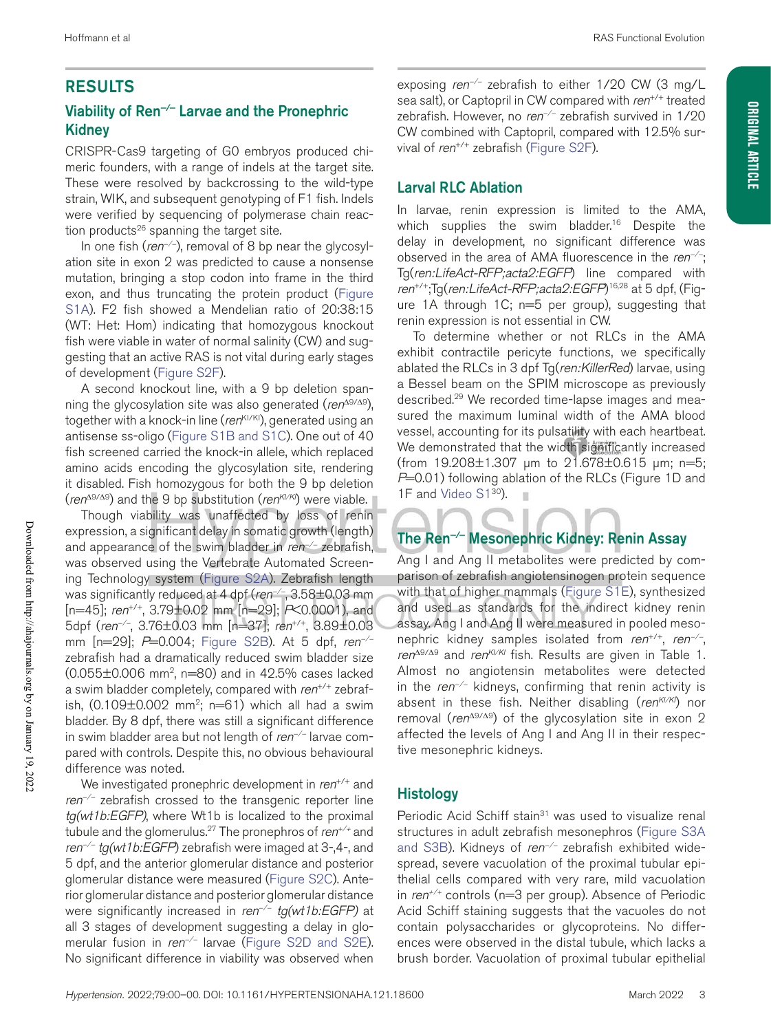## RESULTS

### Viability of Ren$^{-/-}$ Larvae and the Pronephric Kidney

CRISPR-Cas9 targeting of G0 embryos produced chimeric founders, with a range of indels at the target site. These were resolved by backcrossing to the wild-type strain, WIK, and subsequent genotyping of F1 fish. Indels were verified by sequencing of polymerase chain reaction products[26] spanning the target site.

In one fish (*ren*$^{-/-}$), removal of 8 bp near the glycosylation site in exon 2 was predicted to cause a nonsense mutation, bringing a stop codon into frame in the third exon, and thus truncating the protein product (Figure S1A). F2 fish showed a Mendelian ratio of 20:38:15 (WT: Het: Hom) indicating that homozygous knockout fish were viable in water of normal salinity (CW) and suggesting that an active RAS is not vital during early stages of development (Figure S2F).

A second knockout line, with a 9 bp deletion spanning the glycosylation site was also generated (*ren*$^{\Delta9/\Delta9}$), together with a knock-in line (*ren*$^{KI/KI}$), generated using an antisense ss-oligo (Figure S1B and S1C). One out of 40 fish screened carried the knock-in allele, which replaced amino acids encoding the glycosylation site, rendering it disabled. Fish homozygous for both the 9 bp deletion (*ren*$^{\Delta9/\Delta9}$) and the 9 bp substitution (*ren*$^{KI/KI}$) were viable.

Though viability was unaffected by loss of renin expression, a significant delay in somatic growth (length) and appearance of the swim bladder in *ren*$^{-/-}$ zebrafish, was observed using the Vertebrate Automated Screening Technology system (Figure S2A). Zebrafish length was significantly reduced at 4 dpf (*ren*$^{-/-}$, 3.58±0.03 mm [n=45]; *ren*$^{+/+}$, 3.79±0.02 mm [n=29]; $P$<0.0001), and 5dpf (*ren*$^{-/-}$, 3.76±0.03 mm [n=37]; *ren*$^{+/+}$, 3.89±0.03 mm [n=29]; $P$=0.004; Figure S2B). At 5 dpf, *ren*$^{-/-}$ zebrafish had a dramatically reduced swim bladder size (0.055±0.006 mm$^2$, n=80) and in 42.5% cases lacked a swim bladder completely, compared with *ren*$^{+/+}$ zebrafish, (0.109±0.002 mm$^2$; n=61) which all had a swim bladder. By 8 dpf, there was still a significant difference in swim bladder area but not length of *ren*$^{-/-}$ larvae compared with controls. Despite this, no obvious behavioural difference was noted.

We investigated pronephric development in *ren*$^{+/+}$ and *ren*$^{-/-}$ zebrafish crossed to the transgenic reporter line *tg(wt1b:EGFP)*, where Wt1b is localized to the proximal tubule and the glomerulus.[27] The pronephros of *ren*$^{+/+}$ and *ren*$^{-/-}$ *tg(wt1b:EGFP)* zebrafish were imaged at 3-,4-, and 5 dpf, and the anterior glomerular distance and posterior glomerular distance were measured (Figure S2C). Anterior glomerular distance and posterior glomerular distance were significantly increased in *ren*$^{-/-}$ *tg(wt1b:EGFP)* at all 3 stages of development suggesting a delay in glomerular fusion in *ren*$^{-/-}$ larvae (Figure S2D and S2E). No significant difference in viability was observed when exposing *ren*$^{-/-}$ zebrafish to either 1/20 CW (3 mg/L sea salt), or Captopril in CW compared with *ren*$^{+/+}$ treated zebrafish. However, no *ren*$^{-/-}$ zebrafish survived in 1/20 CW combined with Captopril, compared with 12.5% survival of *ren*$^{+/+}$ zebrafish (Figure S2F).

### Larval RLC Ablation

In larvae, renin expression is limited to the AMA, which supplies the swim bladder.[16] Despite the delay in development, no significant difference was observed in the area of AMA fluorescence in the *ren*$^{-/-}$; Tg(*ren:LifeAct-RFP;acta2:EGFP*) line compared with *ren*$^{+/+}$;Tg(*ren:LifeAct-RFP;acta2:EGFP*)[16,28] at 5 dpf, (Figure 1A through 1C; n=5 per group), suggesting that renin expression is not essential in CW.

To determine whether or not RLCs in the AMA exhibit contractile pericyte functions, we specifically ablated the RLCs in 3 dpf Tg(*ren:KillerRed*) larvae, using a Bessel beam on the SPIM microscope as previously described.[29] We recorded time-lapse images and measured the maximum luminal width of the AMA blood vessel, accounting for its pulsatility with each heartbeat. We demonstrated that the width significantly increased (from 19.208±1.307 μm to 21.678±0.615 μm; n=5; $P$=0.01) following ablation of the RLCs (Figure 1D and 1F and Video S1[30]).

### The Ren$^{-/-}$ Mesonephric Kidney: Renin Assay

Ang I and Ang II metabolites were predicted by comparison of zebrafish angiotensinogen protein sequence with that of higher mammals (Figure S1E), synthesized and used as standards for the indirect kidney renin assay. Ang I and Ang II were measured in pooled mesonephric kidney samples isolated from *ren*$^{+/+}$, *ren*$^{-/-}$, *ren*$^{\Delta9/\Delta9}$ and *ren*$^{KI/KI}$ fish. Results are given in Table 1. Almost no angiotensin metabolites were detected in the *ren*$^{-/-}$ kidneys, confirming that renin activity is absent in these fish. Neither disabling (*ren*$^{KI/KI}$) nor removal (*ren*$^{\Delta9/\Delta9}$) of the glycosylation site in exon 2 affected the levels of Ang I and Ang II in their respective mesonephric kidneys.

### Histology

Periodic Acid Schiff stain[31] was used to visualize renal structures in adult zebrafish mesonephros (Figure S3A and S3B). Kidneys of *ren*$^{-/-}$ zebrafish exhibited widespread, severe vacuolation of the proximal tubular epithelial cells compared with very rare, mild vacuolation in *ren*$^{+/+}$ controls (n=3 per group). Absence of Periodic Acid Schiff staining suggests that the vacuoles do not contain polysaccharides or glycoproteins. No differences were observed in the distal tubule, which lacks a brush border. Vacuolation of proximal tubular epithelial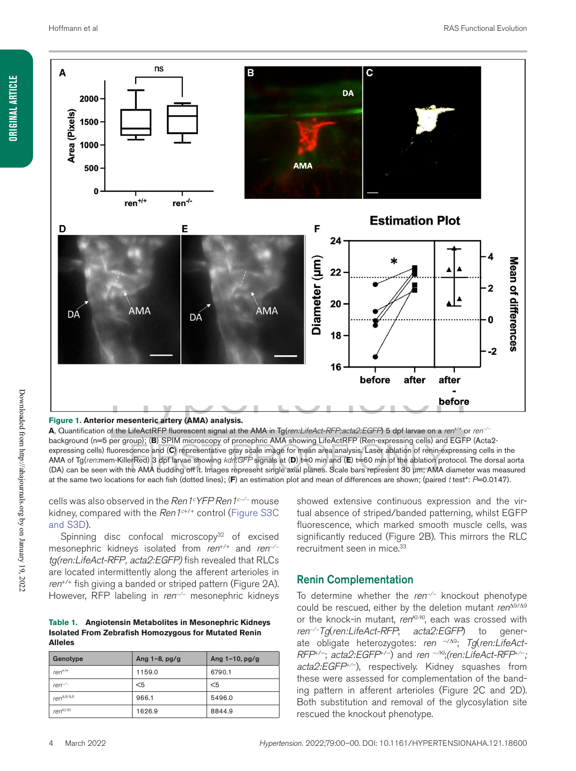A

ns

2000

1500

1000

500

0

Area (Pixels)

ren$^{+/+}$

ren$^{-/-}$

B

DA

AMA

C

D

DA

AMA

E

DA

AMA

F

Estimation Plot

24

22

20

18

16

Diameter (µm)

*

before

after

after - before

4

2

0

-2

Mean of differences

**Figure 1. Anterior mesenteric artery (AMA) analysis.**

**A**, Quantification of the LifeActRFP fluorescent signal at the AMA in Tg(*ren:LifeAct-RFP;acta2:EGFP*) 5 dpf larvae on a *ren*$^{+/+}$ or *ren*$^{-/-}$ background (n=5 per group); (**B**) SPIM microscopy of pronephric AMA showing LifeActRFP (Ren-expressing cells) and EGFP (Acta2-expressing cells) fluorescence and (**C**) representative gray scale image for mean area analysis. Laser ablation of renin-expressing cells in the AMA of Tg(*ren*:mem-KillerRed) 3 dpf larvae showing *kdrl:GFP* signals at (**D**) t=0 min and (**E**) t=60 min of the ablation protocol. The dorsal aorta (DA) can be seen with the AMA budding off it. Images represent single axial planes. Scale bars represent 30 µm; AMA diameter was measured at the same two locations for each fish (dotted lines); (**F**) an estimation plot and mean of differences are shown; (paired *t* test*: *P*=0.0147).

cells was also observed in the *Ren1$^{c}$YFP Ren1$^{c-/-}$* mouse kidney, compared with the *Ren1$^{c+/+}$* control (Figure S3C and S3D).

Spinning disc confocal microscopy[32] of excised mesonephric kidneys isolated from *ren*$^{+/+}$ and *ren*$^{-/-}$ *tg(ren:LifeAct-RFP, acta2:EGFP)* fish revealed that RLCs are located intermittently along the afferent arterioles in *ren*$^{+/+}$ fish giving a banded or striped pattern (Figure 2A). However, RFP labeling in *ren*$^{-/-}$ mesonephric kidneys showed extensive continuous expression and the virtual absence of striped/banded patterning, whilst EGFP fluorescence, which marked smooth muscle cells, was significantly reduced (Figure 2B). This mirrors the RLC recruitment seen in mice.[33]

**Table 1. Angiotensin Metabolites in Mesonephric Kidneys Isolated From Zebrafish Homozygous for Mutated Renin Alleles**

| Genotype | Ang 1–8, pg/g | Ang 1–10, pg/g |
|---|---|---|
| *ren*$^{+/+}$ | 1159.0 | 6790.1 |
| *ren*$^{-/-}$ | <5 | <5 |
| *ren*$^{\Delta9/\Delta9}$ | 966.1 | 5496.0 |
| *ren*$^{KI/KI}$ | 1626.9 | 8844.9 |

## Renin Complementation

To determine whether the *ren*$^{-/-}$ knockout phenotype could be rescued, either by the deletion mutant *ren*$^{\Delta9/\Delta9}$ or the knock-in mutant, *ren*$^{KI/KI}$, each was crossed with *ren*$^{-/-}$*Tg*(*ren:LifeAct-RFP*; *acta2:EGFP*) to generate obligate heterozygotes: *ren* $^{-/\Delta9}$; *Tg*(*ren:LifeAct-RFP*$^{+/-}$; *acta2:EGFP*$^{+/-}$) and *ren* $^{-/KI}$;(*ren:LifeAct-RFP*$^{+/-}$; *acta2:EGFP*$^{+/-}$), respectively. Kidney squashes from these were assessed for complementation of the banding pattern in afferent arterioles (Figure 2C and 2D). Both substitution and removal of the glycosylation site rescued the knockout phenotype.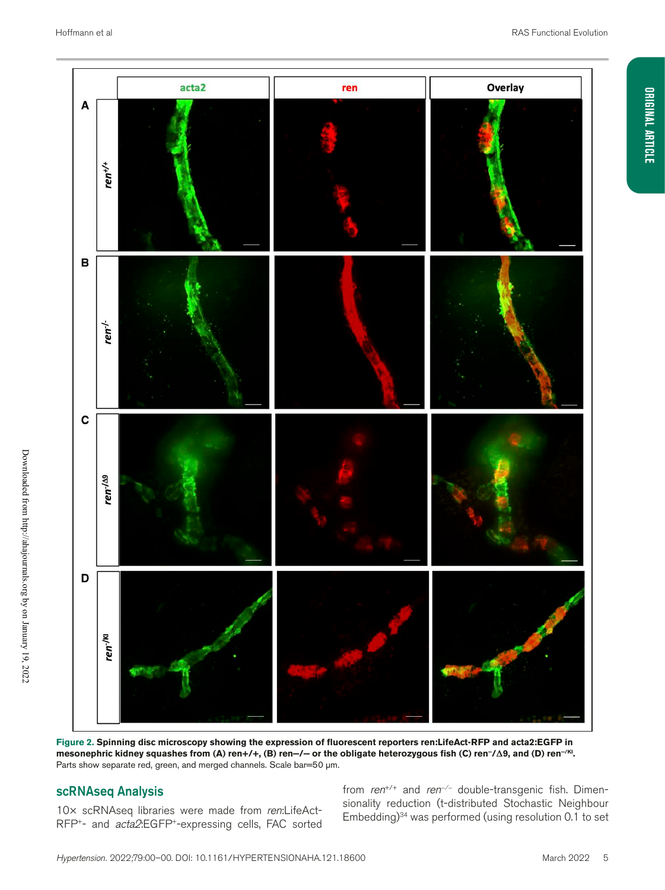acta2

ren

Overlay

A

$ren^{+/+}$

B

$ren^{-/-}$

C

$ren^{-/\Delta 9}$

D

$ren^{-/KI}$

**Figure 2. Spinning disc microscopy showing the expression of fluorescent reporters ren:LifeAct-RFP and acta2:EGFP in mesonephric kidney squashes from (A) ren+/+, (B) ren−/− or the obligate heterozygous fish (C) $ren^{-}/\Delta 9$, and (D) $ren^{-/KI}$.** Parts show separate red, green, and merged channels. Scale bar=50 µm.

## scRNAseq Analysis

10× scRNAseq libraries were made from *ren*:LifeAct-RFP$^{+}$- and *acta2*:EGFP$^{+}$-expressing cells, FAC sorted from $ren^{+/+}$ and $ren^{-/-}$ double-transgenic fish. Dimensionality reduction (t-distributed Stochastic Neighbour Embedding)[34] was performed (using resolution 0.1 to set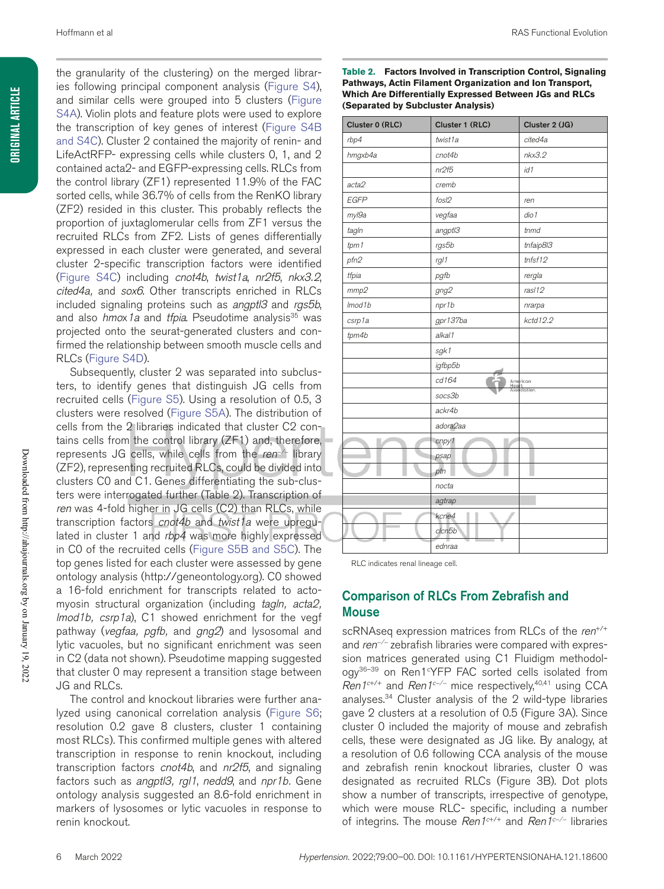the granularity of the clustering) on the merged libraries following principal component analysis (Figure S4), and similar cells were grouped into 5 clusters (Figure S4A). Violin plots and feature plots were used to explore the transcription of key genes of interest (Figure S4B and S4C). Cluster 2 contained the majority of renin- and LifeActRFP- expressing cells while clusters 0, 1, and 2 contained acta2- and EGFP-expressing cells. RLCs from the control library (ZF1) represented 11.9% of the FAC sorted cells, while 36.7% of cells from the RenKO library (ZF2) resided in this cluster. This probably reflects the proportion of juxtaglomerular cells from ZF1 versus the recruited RLCs from ZF2. Lists of genes differentially expressed in each cluster were generated, and several cluster 2-specific transcription factors were identified (Figure S4C) including *cnot4b*, *twist1a*, *nr2f5*, *nkx3.2*, *cited4a,* and *sox6*. Other transcripts enriched in RLCs included signaling proteins such as *angptl3* and *rgs5b*, and also *hmox1a* and *tfpia*. Pseudotime analysis[35] was projected onto the seurat-generated clusters and confirmed the relationship between smooth muscle cells and RLCs (Figure S4D).

Subsequently, cluster 2 was separated into subclusters, to identify genes that distinguish JG cells from recruited cells (Figure S5). Using a resolution of 0.5, 3 clusters were resolved (Figure S5A). The distribution of cells from the 2 libraries indicated that cluster C2 contains cells from the control library (ZF1) and, therefore, represents JG cells, while cells from the *ren*$^{-/-}$ library (ZF2), representing recruited RLCs, could be divided into clusters C0 and C1. Genes differentiating the sub-clusters were interrogated further (Table 2). Transcription of *ren* was 4-fold higher in JG cells (C2) than RLCs, while transcription factors *cnot4b* and *twist1a* were upregulated in cluster 1 and *rbp4* was more highly expressed in C0 of the recruited cells (Figure S5B and S5C). The top genes listed for each cluster were assessed by gene ontology analysis (http://geneontology.org). C0 showed a 16-fold enrichment for transcripts related to actomyosin structural organization (including *tagln, acta2, lmod1b, csrp1a*), C1 showed enrichment for the vegf pathway (*vegfaa, pgfb,* and *gng2*) and lysosomal and lytic vacuoles, but no significant enrichment was seen in C2 (data not shown). Pseudotime mapping suggested that cluster 0 may represent a transition stage between JG and RLCs.

The control and knockout libraries were further analyzed using canonical correlation analysis (Figure S6; resolution 0.2 gave 8 clusters, cluster 1 containing most RLCs). This confirmed multiple genes with altered transcription in response to renin knockout, including transcription factors *cnot4b*, and *nr2f5*, and signaling factors such as *angptl3, rgl1*, *nedd9*, and *npr1b*. Gene ontology analysis suggested an 8.6-fold enrichment in markers of lysosomes or lytic vacuoles in response to renin knockout.

**Table 2. Factors Involved in Transcription Control, Signaling Pathways, Actin Filament Organization and Ion Transport, Which Are Differentially Expressed Between JGs and RLCs (Separated by Subcluster Analysis)**

| Cluster 0 (RLC) | Cluster 1 (RLC) | Cluster 2 (JG) |
|---|---|---|
| *rbp4* | *twist1a* | *cited4a* |
| *hmgxb4a* | *cnot4b* | *nkx3.2* |
| | *nr2f5* | *id1* |
| *acta2* | *cremb* | |
| *EGFP* | *fosl2* | *ren* |
| *myl9a* | *vegfaa* | *dio1* |
| *tagln* | *angptl3* | *tnmd* |
| *tpm1* | *rgs5b* | *tnfaip8l3* |
| *pfn2* | *rgl1* | *tnfsf12* |
| *tfpia* | *pgfb* | *rergla* |
| *mmp2* | *gng2* | *rasl12* |
| *lmod1b* | *npr1b* | *nrarpa* |
| *csrp1a* | *gpr137ba* | *kctd12.2* |
| *tpm4b* | *alkal1* | |
| | *sgk1* | |
| | *igfbp5b* | |
| | *cd164* | |
| | *socs3b* | |
| | *ackr4b* | |
| | *adora2aa* | |
| | *cnpy1* | |
| | *psap* | |
| | *ptn* | |
| | *nocta* | |
| | *agtrap* | |
| | *kcne4* | |
| | *clcn5b* | |
| | *ednraa* | |

RLC indicates renal lineage cell.

## Comparison of RLCs From Zebrafish and Mouse

scRNAseq expression matrices from RLCs of the *ren*$^{+/+}$ and *ren*$^{-/-}$ zebrafish libraries were compared with expression matrices generated using C1 Fluidigm methodology[36–39] on Ren1$^{c}$YFP FAC sorted cells isolated from *Ren1*$^{c+/+}$ and *Ren1*$^{c-/-}$ mice respectively,[40,41] using CCA analyses.[34] Cluster analysis of the 2 wild-type libraries gave 2 clusters at a resolution of 0.5 (Figure 3A). Since cluster 0 included the majority of mouse and zebrafish cells, these were designated as JG like. By analogy, at a resolution of 0.6 following CCA analysis of the mouse and zebrafish renin knockout libraries, cluster 0 was designated as recruited RLCs (Figure 3B). Dot plots show a number of transcripts, irrespective of genotype, which were mouse RLC- specific, including a number of integrins. The mouse *Ren1*$^{c+/+}$ and *Ren1*$^{c-/-}$ libraries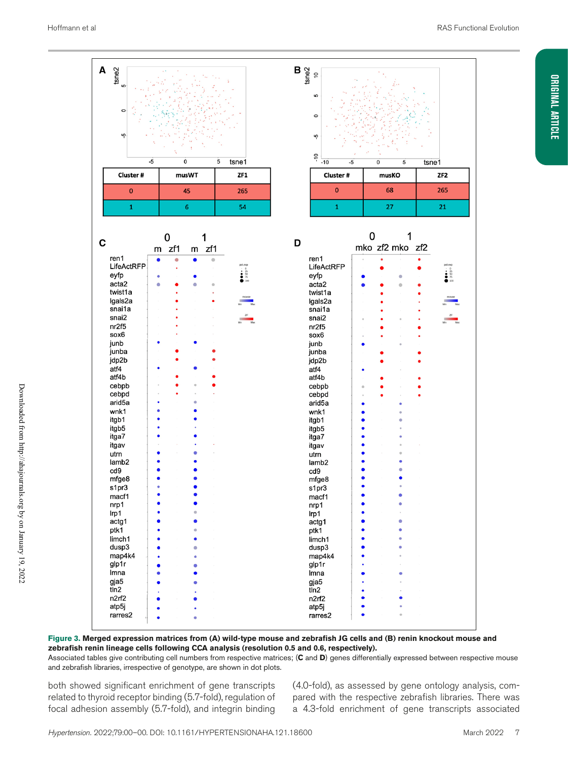A

tsne2

5

0

-5

-5 0 5 tsne1

| Cluster # | musWT | ZF1 |
|---|---|---|
| 0 | 45 | 265 |
| 1 | 6 | 54 |

B

tsne2

10

5

0

-5

-10

-10 -5 0 5 tsne1

| Cluster # | musKO | ZF2 |
|---|---|---|
| 0 | 68 | 265 |
| 1 | 27 | 21 |

C

0 1

m zf1 m zf1

ren1
LifeActRFP
eyfp
acta2
twist1a
lgals2a
snai1a
snai2
nr2f5
sox6
junb
junba
jdp2b
atf4
atf4b
cebpb
cebpd
arid5a
wnk1
itgb1
itgb5
itga7
itgav
utrn
lamb2
cd9
mfge8
s1pr3
macf1
nrp1
lrp1
actg1
ptk1
limch1
dusp3
map4k4
glp1r
lmna
gja5
tln2
n2rf2
atp5j
rarres2

D

0 1

mko zf2 mko zf2

ren1
LifeActRFP
eyfp
acta2
twist1a
lgals2a
snai1a
snai2
nr2f5
sox6
junb
junba
jdp2b
atf4
atf4b
cebpb
cebpd
arid5a
wnk1
itgb1
itgb5
itga7
itgav
utrn
lamb2
cd9
mfge8
s1pr3
macf1
nrp1
lrp1
actg1
ptk1
limch1
dusp3
map4k4
glp1r
lmna
gja5
tln2
n2rf2
atp5j
rarres2

**Figure 3. Merged expression matrices from (A) wild-type mouse and zebrafish JG cells and (B) renin knockout mouse and zebrafish renin lineage cells following CCA analysis (resolution 0.5 and 0.6, respectively).**
Associated tables give contributing cell numbers from respective matrices; (**C** and **D**) genes differentially expressed between respective mouse and zebrafish libraries, irrespective of genotype, are shown in dot plots.

both showed significant enrichment of gene transcripts related to thyroid receptor binding (5.7-fold), regulation of focal adhesion assembly (5.7-fold), and integrin binding (4.0-fold), as assessed by gene ontology analysis, compared with the respective zebrafish libraries. There was a 4.3-fold enrichment of gene transcripts associated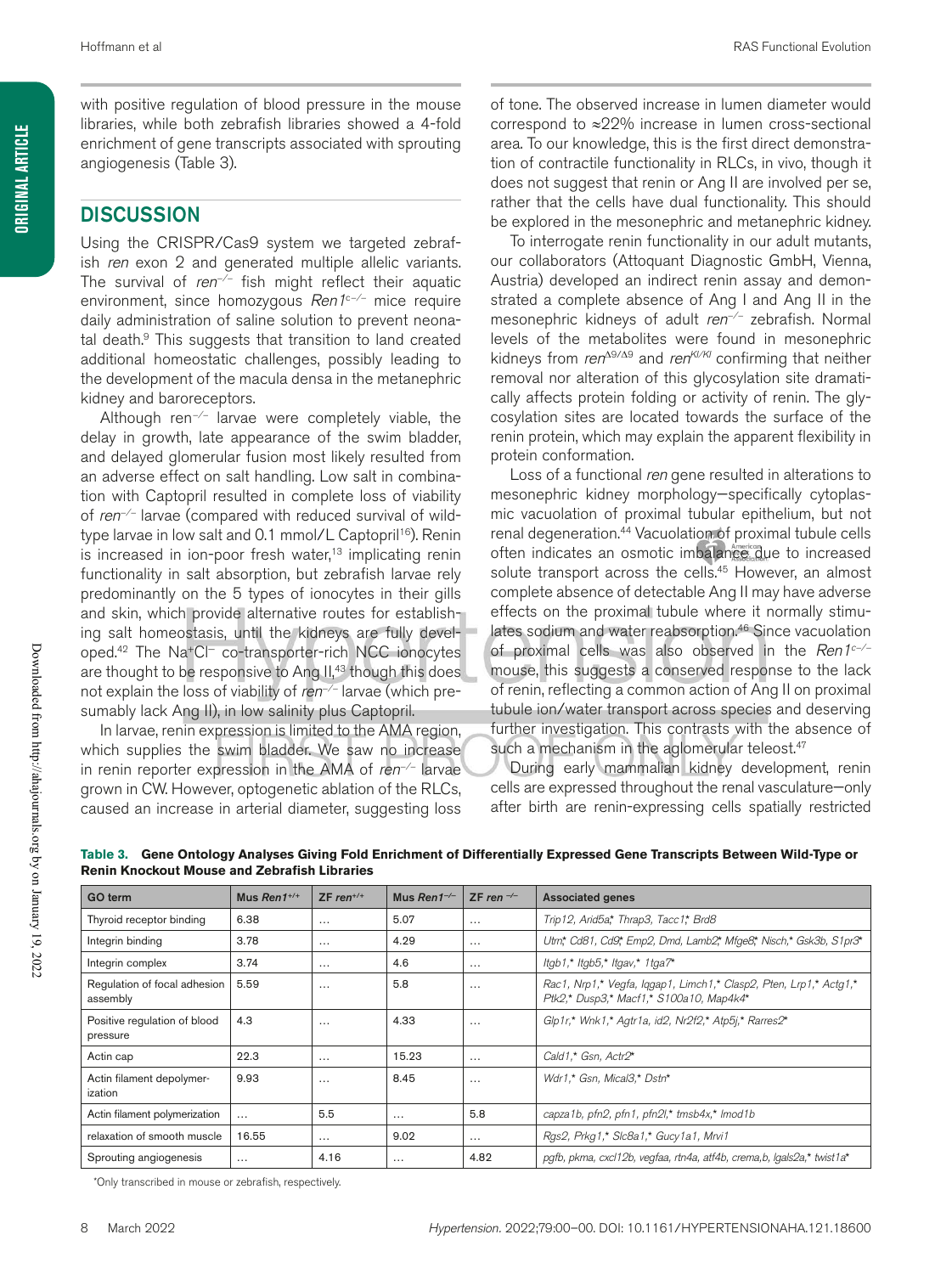with positive regulation of blood pressure in the mouse libraries, while both zebrafish libraries showed a 4-fold enrichment of gene transcripts associated with sprouting angiogenesis (Table 3).

## DISCUSSION

Using the CRISPR/Cas9 system we targeted zebrafish *ren* exon 2 and generated multiple allelic variants. The survival of *ren*$^{-/-}$ fish might reflect their aquatic environment, since homozygous *Ren1*$^{c-/-}$ mice require daily administration of saline solution to prevent neonatal death.[9] This suggests that transition to land created additional homeostatic challenges, possibly leading to the development of the macula densa in the metanephric kidney and baroreceptors.

Although ren$^{-/-}$ larvae were completely viable, the delay in growth, late appearance of the swim bladder, and delayed glomerular fusion most likely resulted from an adverse effect on salt handling. Low salt in combination with Captopril resulted in complete loss of viability of *ren*$^{-/-}$ larvae (compared with reduced survival of wild-type larvae in low salt and 0.1 mmol/L Captopril[16]). Renin is increased in ion-poor fresh water,[13] implicating renin functionality in salt absorption, but zebrafish larvae rely predominantly on the 5 types of ionocytes in their gills and skin, which provide alternative routes for establishing salt homeostasis, until the kidneys are fully developed.[42] The $Na^{+}Cl^{-}$ co-transporter-rich NCC ionocytes are thought to be responsive to Ang II,[43] though this does not explain the loss of viability of *ren*$^{-/-}$ larvae (which presumably lack Ang II), in low salinity plus Captopril.

In larvae, renin expression is limited to the AMA region, which supplies the swim bladder. We saw no increase in renin reporter expression in the AMA of *ren*$^{-/-}$ larvae grown in CW. However, optogenetic ablation of the RLCs, caused an increase in arterial diameter, suggesting loss of tone. The observed increase in lumen diameter would correspond to ≈22% increase in lumen cross-sectional area. To our knowledge, this is the first direct demonstration of contractile functionality in RLCs, in vivo, though it does not suggest that renin or Ang II are involved per se, rather that the cells have dual functionality. This should be explored in the mesonephric and metanephric kidney.

To interrogate renin functionality in our adult mutants, our collaborators (Attoquant Diagnostic GmbH, Vienna, Austria) developed an indirect renin assay and demonstrated a complete absence of Ang I and Ang II in the mesonephric kidneys of adult *ren*$^{-/-}$ zebrafish. Normal levels of the metabolites were found in mesonephric kidneys from *ren*$^{\Delta9/\Delta9}$ and *ren*$^{KI/KI}$ confirming that neither removal nor alteration of this glycosylation site dramatically affects protein folding or activity of renin. The glycosylation sites are located towards the surface of the renin protein, which may explain the apparent flexibility in protein conformation.

Loss of a functional *ren* gene resulted in alterations to mesonephric kidney morphology—specifically cytoplasmic vacuolation of proximal tubular epithelium, but not renal degeneration.[44] Vacuolation of proximal tubule cells often indicates an osmotic imbalance due to increased solute transport across the cells.[45] However, an almost complete absence of detectable Ang II may have adverse effects on the proximal tubule where it normally stimulates sodium and water reabsorption.[46] Since vacuolation of proximal cells was also observed in the *Ren1*$^{c-/-}$ mouse, this suggests a conserved response to the lack of renin, reflecting a common action of Ang II on proximal tubule ion/water transport across species and deserving further investigation. This contrasts with the absence of such a mechanism in the aglomerular teleost.[47]

During early mammalian kidney development, renin cells are expressed throughout the renal vasculature—only after birth are renin-expressing cells spatially restricted

**Table 3. Gene Ontology Analyses Giving Fold Enrichment of Differentially Expressed Gene Transcripts Between Wild-Type or Renin Knockout Mouse and Zebrafish Libraries**

| GO term | Mus *Ren1*$^{+/+}$ | ZF *ren*$^{+/+}$ | Mus *Ren1*$^{-/-}$ | ZF *ren* $^{-/-}$ | Associated genes |
|---|---|---|---|---|---|
| Thyroid receptor binding | 6.38 | … | 5.07 | … | *Trip12, Arid5a,* Thrap3, Tacc1,* Brd8* |
| Integrin binding | 3.78 | … | 4.29 | … | *Utrn,* Cd81, Cd9,* Emp2, Dmd, Lamb2,* Mfge8,* Nisch,* Gsk3b, S1pr3** |
| Integrin complex | 3.74 | … | 4.6 | … | *Itgb1,* Itgb5,* Itgav,* 1tga7** |
| Regulation of focal adhesion assembly | 5.59 | … | 5.8 | … | *Rac1, Nrp1,* Vegfa, Iqgap1, Limch1,* Clasp2, Pten, Lrp1,* Actg1,* Ptk2,* Dusp3,* Macf1,* S100a10, Map4k4** |
| Positive regulation of blood pressure | 4.3 | … | 4.33 | … | *Glp1r,* Wnk1,* Agtr1a, id2, Nr2f2,* Atp5j,* Rarres2** |
| Actin cap | 22.3 | … | 15.23 | … | *Cald1,* Gsn, Actr2** |
| Actin filament depolymerization | 9.93 | … | 8.45 | … | *Wdr1,* Gsn, Mical3,* Dstn** |
| Actin filament polymerization | … | 5.5 | … | 5.8 | *capza1b, pfn2, pfn1, pfn2l,* tmsb4x,* lmod1b* |
| relaxation of smooth muscle | 16.55 | … | 9.02 | … | *Rgs2, Prkg1,* Slc8a1,* Gucy1a1, Mrvi1* |
| Sprouting angiogenesis | … | 4.16 | … | 4.82 | *pgfb, pkma, cxcl12b, vegfaa, rtn4a, atf4b, crema,b, lgals2a,* twist1a** |

*Only transcribed in mouse or zebrafish, respectively.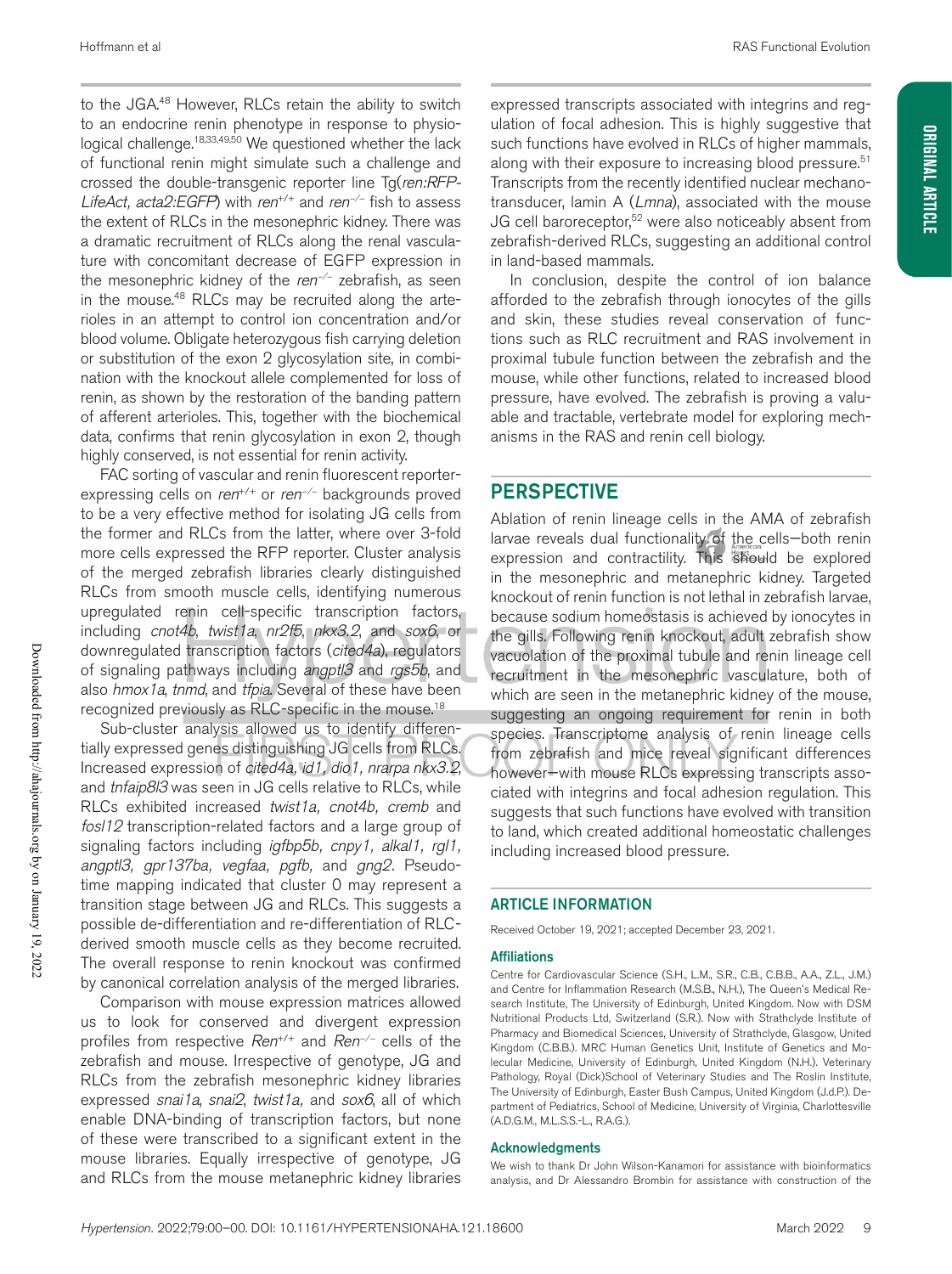to the JGA.[48] However, RLCs retain the ability to switch to an endocrine renin phenotype in response to physiological challenge.[18,33,49,50] We questioned whether the lack of functional renin might simulate such a challenge and crossed the double-transgenic reporter line Tg(*ren:RFP-LifeAct, acta2:EGFP*) with *ren*$^{+/+}$ and *ren*$^{-/-}$ fish to assess the extent of RLCs in the mesonephric kidney. There was a dramatic recruitment of RLCs along the renal vasculature with concomitant decrease of EGFP expression in the mesonephric kidney of the *ren*$^{-/-}$ zebrafish, as seen in the mouse.[48] RLCs may be recruited along the arterioles in an attempt to control ion concentration and/or blood volume. Obligate heterozygous fish carrying deletion or substitution of the exon 2 glycosylation site, in combination with the knockout allele complemented for loss of renin, as shown by the restoration of the banding pattern of afferent arterioles. This, together with the biochemical data, confirms that renin glycosylation in exon 2, though highly conserved, is not essential for renin activity.

FAC sorting of vascular and renin fluorescent reporter-expressing cells on *ren*$^{+/+}$ or *ren*$^{-/-}$ backgrounds proved to be a very effective method for isolating JG cells from the former and RLCs from the latter, where over 3-fold more cells expressed the RFP reporter. Cluster analysis of the merged zebrafish libraries clearly distinguished RLCs from smooth muscle cells, identifying numerous upregulated renin cell-specific transcription factors, including *cnot4b*, *twist1a*, *nr2f5*, *nkx3.2*, and *sox6*, or downregulated transcription factors (*cited4a*), regulators of signaling pathways including *angptl3* and *rgs5b*, and also *hmox1a*, *tnmd*, and *tfpia*. Several of these have been recognized previously as RLC-specific in the mouse.[18]

Sub-cluster analysis allowed us to identify differentially expressed genes distinguishing JG cells from RLCs. Increased expression of *cited4a*, *id1*, *dio1*, *nrarpa nkx3.2*, and *tnfaip8l3* was seen in JG cells relative to RLCs, while RLCs exhibited increased *twist1a*, *cnot4b*, *cremb* and *fosl12* transcription-related factors and a large group of signaling factors including *igfbp5b*, *cnpy1*, *alkal1*, *rgl1*, *angptl3*, *gpr137ba*, *vegfaa*, *pgfb*, and *gng2*. Pseudotime mapping indicated that cluster 0 may represent a transition stage between JG and RLCs. This suggests a possible de-differentiation and re-differentiation of RLC-derived smooth muscle cells as they become recruited. The overall response to renin knockout was confirmed by canonical correlation analysis of the merged libraries.

Comparison with mouse expression matrices allowed us to look for conserved and divergent expression profiles from respective *Ren*$^{+/+}$ and *Ren*$^{-/-}$ cells of the zebrafish and mouse. Irrespective of genotype, JG and RLCs from the zebrafish mesonephric kidney libraries expressed *snai1a*, *snai2*, *twist1a*, and *sox6*, all of which enable DNA-binding of transcription factors, but none of these were transcribed to a significant extent in the mouse libraries. Equally irrespective of genotype, JG and RLCs from the mouse metanephric kidney libraries expressed transcripts associated with integrins and regulation of focal adhesion. This is highly suggestive that such functions have evolved in RLCs of higher mammals, along with their exposure to increasing blood pressure.[51] Transcripts from the recently identified nuclear mechanotransducer, lamin A (*Lmna*), associated with the mouse JG cell baroreceptor,[52] were also noticeably absent from zebrafish-derived RLCs, suggesting an additional control in land-based mammals.

In conclusion, despite the control of ion balance afforded to the zebrafish through ionocytes of the gills and skin, these studies reveal conservation of functions such as RLC recruitment and RAS involvement in proximal tubule function between the zebrafish and the mouse, while other functions, related to increased blood pressure, have evolved. The zebrafish is proving a valuable and tractable, vertebrate model for exploring mechanisms in the RAS and renin cell biology.

## PERSPECTIVE

Ablation of renin lineage cells in the AMA of zebrafish larvae reveals dual functionality of the cells—both renin expression and contractility. This should be explored in the mesonephric and metanephric kidney. Targeted knockout of renin function is not lethal in zebrafish larvae, because sodium homeostasis is achieved by ionocytes in the gills. Following renin knockout, adult zebrafish show vacuolation of the proximal tubule and renin lineage cell recruitment in the mesonephric vasculature, both of which are seen in the metanephric kidney of the mouse, suggesting an ongoing requirement for renin in both species. Transcriptome analysis of renin lineage cells from zebrafish and mice reveal significant differences however—with mouse RLCs expressing transcripts associated with integrins and focal adhesion regulation. This suggests that such functions have evolved with transition to land, which created additional homeostatic challenges including increased blood pressure.

## ARTICLE INFORMATION

Received October 19, 2021; accepted December 23, 2021.

### Affiliations

Centre for Cardiovascular Science (S.H., L.M., S.R., C.B., C.B.B., A.A., Z.L., J.M.) and Centre for Inflammation Research (M.S.B., N.H.), The Queen's Medical Research Institute, The University of Edinburgh, United Kingdom. Now with DSM Nutritional Products Ltd, Switzerland (S.R.). Now with Strathclyde Institute of Pharmacy and Biomedical Sciences, University of Strathclyde, Glasgow, United Kingdom (C.B.B.). MRC Human Genetics Unit, Institute of Genetics and Molecular Medicine, University of Edinburgh, United Kingdom (N.H.). Veterinary Pathology, Royal (Dick)School of Veterinary Studies and The Roslin Institute, The University of Edinburgh, Easter Bush Campus, United Kingdom (J.d.P.). Department of Pediatrics, School of Medicine, University of Virginia, Charlottesville (A.D.G.M., M.L.S.S.-L., R.A.G.).

### Acknowledgments

We wish to thank Dr John Wilson-Kanamori for assistance with bioinformatics analysis, and Dr Alessandro Brombin for assistance with construction of the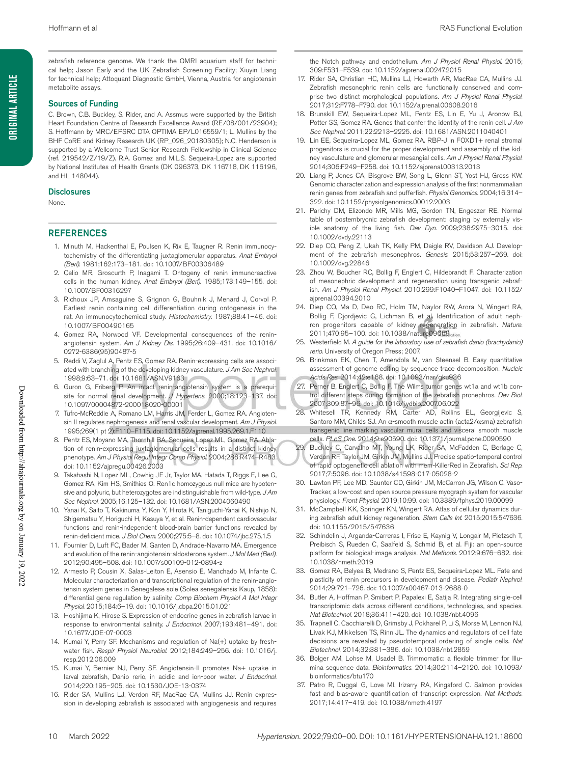zebrafish reference genome. We thank the QMRI aquarium staff for technical help; Jason Early and the UK Zebrafish Screening Facility; Xiuyin Liang for technical help; Attoquant Diagnostic GmbH, Vienna, Austria for angiotensin metabolite assays.

### Sources of Funding

C. Brown, C.B. Buckley, S. Rider, and A. Assmus were supported by the British Heart Foundation Centre of Research Excellence Award (RE/08/001/23904); S. Hoffmann by MRC/EPSRC DTA OPTIMA EP/L016559/1; L. Mullins by the BHF CoRE and Kidney Research UK (RP_026_20180305); N.C. Henderson is supported by a Wellcome Trust Senior Research Fellowship in Clinical Science (ref. 219542/Z/19/Z). R.A. Gomez and M.L.S. Sequeira-Lopez are supported by National Institutes of Health Grants (DK 096373, DK 116718, DK 116196, and HL 148044).

### Disclosures

None.

## REFERENCES

1. Minuth M, Hackenthal E, Poulsen K, Rix E, Taugner R. Renin immunocytochemistry of the differentiating juxtaglomerular apparatus. *Anat Embryol (Berl).* 1981;162:173–181. doi: 10.1007/BF00306489
2. Celio MR, Groscurth P, Inagami T. Ontogeny of renin immunoreactive cells in the human kidney. *Anat Embryol (Berl).* 1985;173:149–155. doi: 10.1007/BF00316297
3. Richoux JP, Amsaguine S, Grignon G, Bouhnik J, Menard J, Corvol P. Earliest renin containing cell differentiation during ontogenesis in the rat. An immunocytochemical study. *Histochemistry.* 1987;88:41–46. doi: 10.1007/BF00490165
4. Gomez RA, Norwood VF. Developmental consequences of the renin-angiotensin system. *Am J Kidney Dis.* 1995;26:409–431. doi: 10.1016/0272-6386(95)90487-5
5. Reddi V, Zaglul A, Pentz ES, Gomez RA. Renin-expressing cells are associated with branching of the developing kidney vasculature. *J Am Soc Nephrol.* 1998;9:63–71. doi: 10.1681/ASN.V9163
6. Guron G, Friberg P. An intact renin-angiotensin system is a prerequisite for normal renal development. *J Hypertens.* 2000;18:123–137. doi: 10.1097/00004872-200018020-00001
7. Tufro-McReddie A, Romano LM, Harris JM, Ferder L, Gomez RA. Angiotensin II regulates nephrogenesis and renal vascular development. *Am J Physiol.* 1995;269(1 pt 2):F110–F115. doi: 10.1152/ajprenal.1995.269.1.F110
8. Pentz ES, Moyano MA, Thornhill BA, Sequeira Lopez ML, Gomez RA. Ablation of renin-expressing juxtaglomerular cells results in a distinct kidney phenotype. *Am J Physiol Regul Integr Comp Physiol.* 2004;286:R474–R483. doi: 10.1152/ajpregu.00426.2003
9. Takahashi N, Lopez ML, Cowhig JE Jr, Taylor MA, Hatada T, Riggs E, Lee G, Gomez RA, Kim HS, Smithies O. Ren1c homozygous null mice are hypotensive and polyuric, but heterozygotes are indistinguishable from wild-type. *J Am Soc Nephrol.* 2005;16:125–132. doi: 10.1681/ASN.2004060490
10. Yanai K, Saito T, Kakinuma Y, Kon Y, Hirota K, Taniguchi-Yanai K, Nishijo N, Shigematsu Y, Horiguchi H, Kasuya Y, et al. Renin-dependent cardiovascular functions and renin-independent blood-brain barrier functions revealed by renin-deficient mice. *J Biol Chem.* 2000;275:5–8. doi: 10.1074/jbc.275.1.5
11. Fournier D, Luft FC, Bader M, Ganten D, Andrade-Navarro MA. Emergence and evolution of the renin-angiotensin-aldosterone system. *J Mol Med (Berl).* 2012;90:495–508. doi: 10.1007/s00109-012-0894-z
12. Armesto P, Cousin X, Salas-Leiton E, Asensio E, Manchado M, Infante C. Molecular characterization and transcriptional regulation of the renin-angiotensin system genes in Senegalese sole (Solea senegalensis Kaup, 1858): differential gene regulation by salinity. *Comp Biochem Physiol A Mol Integr Physiol.* 2015;184:6–19. doi: 10.1016/j.cbpa.2015.01.021
13. Hoshijima K, Hirose S. Expression of endocrine genes in zebrafish larvae in response to environmental salinity. *J Endocrinol.* 2007;193:481–491. doi: 10.1677/JOE-07-0003
14. Kumai Y, Perry SF. Mechanisms and regulation of Na(+) uptake by freshwater fish. *Respir Physiol Neurobiol.* 2012;184:249–256. doi: 10.1016/j.resp.2012.06.009
15. Kumai Y, Bernier NJ, Perry SF. Angiotensin-II promotes Na+ uptake in larval zebrafish, Danio rerio, in acidic and ion-poor water. *J Endocrinol.* 2014;220:195–205. doi: 10.1530/JOE-13-0374
16. Rider SA, Mullins LJ, Verdon RF, MacRae CA, Mullins JJ. Renin expression in developing zebrafish is associated with angiogenesis and requires the Notch pathway and endothelium. *Am J Physiol Renal Physiol.* 2015;309:F531–F539. doi: 10.1152/ajprenal.00247.2015
17. Rider SA, Christian HC, Mullins LJ, Howarth AR, MacRae CA, Mullins JJ. Zebrafish mesonephric renin cells are functionally conserved and comprise two distinct morphological populations. *Am J Physiol Renal Physiol.* 2017;312:F778–F790. doi: 10.1152/ajprenal.00608.2016
18. Brunskill EW, Sequeira-Lopez ML, Pentz ES, Lin E, Yu J, Aronow BJ, Potter SS, Gomez RA. Genes that confer the identity of the renin cell. *J Am Soc Nephrol.* 2011;22:2213–2225. doi: 10.1681/ASN.2011040401
19. Lin EE, Sequeira-Lopez ML, Gomez RA. RBP-J in FOXD1+ renal stromal progenitors is crucial for the proper development and assembly of the kidney vasculature and glomerular mesangial cells. *Am J Physiol Renal Physiol.* 2014;306:F249–F258. doi: 10.1152/ajprenal.00313.2013
20. Liang P, Jones CA, Bisgrove BW, Song L, Glenn ST, Yost HJ, Gross KW. Genomic characterization and expression analysis of the first nonmammalian renin genes from zebrafish and pufferfish. *Physiol Genomics.* 2004;16:314–322. doi: 10.1152/physiolgenomics.00012.2003
21. Parichy DM, Elizondo MR, Mills MG, Gordon TN, Engeszer RE. Normal table of postembryonic zebrafish development: staging by externally visible anatomy of the living fish. *Dev Dyn.* 2009;238:2975–3015. doi: 10.1002/dvdy.22113
22. Diep CQ, Peng Z, Ukah TK, Kelly PM, Daigle RV, Davidson AJ. Development of the zebrafish mesonephros. *Genesis.* 2015;53:257–269. doi: 10.1002/dvg.22846
23. Zhou W, Boucher RC, Bollig F, Englert C, Hildebrandt F. Characterization of mesonephric development and regeneration using transgenic zebrafish. *Am J Physiol Renal Physiol.* 2010;299:F1040–F1047. doi: 10.1152/ajprenal.00394.2010
24. Diep CQ, Ma D, Deo RC, Holm TM, Naylor RW, Arora N, Wingert RA, Bollig F, Djordjevic G, Lichman B, et al. Identification of adult nephron progenitors capable of kidney regeneration in zebrafish. *Nature.* 2011;470:95–100. doi: 10.1038/nature09669
25. Westerfield M. *A guide for the laboratory use of zebrafish danio (brachydanio) rerio.* University of Oregon Press; 2007.
26. Brinkman EK, Chen T, Amendola M, van Steensel B. Easy quantitative assessment of genome editing by sequence trace decomposition. *Nucleic Acids Res.* 2014;42:e168. doi: 10.1093/nar/gku936
27. Perner B, Englert C, Bollig F. The Wilms tumor genes wt1a and wt1b control different steps during formation of the zebrafish pronephros. *Dev Biol.* 2007;309:87–96. doi: 10.1016/j.ydbio.2007.06.022
28. Whitesell TR, Kennedy RM, Carter AD, Rollins EL, Georgijevic S, Santoro MM, Childs SJ. An α-smooth muscle actin (acta2/αsma) zebrafish transgenic line marking vascular mural cells and visceral smooth muscle cells. *PLoS One.* 2014;9:e90590. doi: 10.1371/journal.pone.0090590
29. Buckley C, Carvalho MT, Young LK, Rider SA, McFadden C, Berlage C, Verdon RF, Taylor JM, Girkin JM, Mullins JJ. Precise spatio-temporal control of rapid optogenetic cell ablation with mem-KillerRed in Zebrafish. *Sci Rep.* 2017;7:5096. doi: 10.1038/s41598-017-05028-2
30. Lawton PF, Lee MD, Saunter CD, Girkin JM, McCarron JG, Wilson C. VasoTracker, a low-cost and open source pressure myograph system for vascular physiology. *Front Physiol.* 2019;10:99. doi: 10.3389/fphys.2019.00099
31. McCampbell KK, Springer KN, Wingert RA. Atlas of cellular dynamics during zebrafish adult kidney regeneration. *Stem Cells Int.* 2015;2015:547636. doi: 10.1155/2015/547636
32. Schindelin J, Arganda-Carreras I, Frise E, Kaynig V, Longair M, Pietzsch T, Preibisch S, Rueden C, Saalfeld S, Schmid B, et al. Fiji: an open-source platform for biological-image analysis. *Nat Methods.* 2012;9:676–682. doi: 10.1038/nmeth.2019
33. Gomez RA, Belyea B, Medrano S, Pentz ES, Sequeira-Lopez ML. Fate and plasticity of renin precursors in development and disease. *Pediatr Nephrol.* 2014;29:721–726. doi: 10.1007/s00467-013-2688-0
34. Butler A, Hoffman P, Smibert P, Papalexi E, Satija R. Integrating single-cell transcriptomic data across different conditions, technologies, and species. *Nat Biotechnol.* 2018;36:411–420. doi: 10.1038/nbt.4096
35. Trapnell C, Cacchiarelli D, Grimsby J, Pokharel P, Li S, Morse M, Lennon NJ, Livak KJ, Mikkelsen TS, Rinn JL. The dynamics and regulators of cell fate decisions are revealed by pseudotemporal ordering of single cells. *Nat Biotechnol.* 2014;32:381–386. doi: 10.1038/nbt.2859
36. Bolger AM, Lohse M, Usadel B. Trimmomatic: a flexible trimmer for Illumina sequence data. *Bioinformatics.* 2014;30:2114–2120. doi: 10.1093/bioinformatics/btu170
37. Patro R, Duggal G, Love MI, Irizarry RA, Kingsford C. Salmon provides fast and bias-aware quantification of transcript expression. *Nat Methods.* 2017;14:417–419. doi: 10.1038/nmeth.4197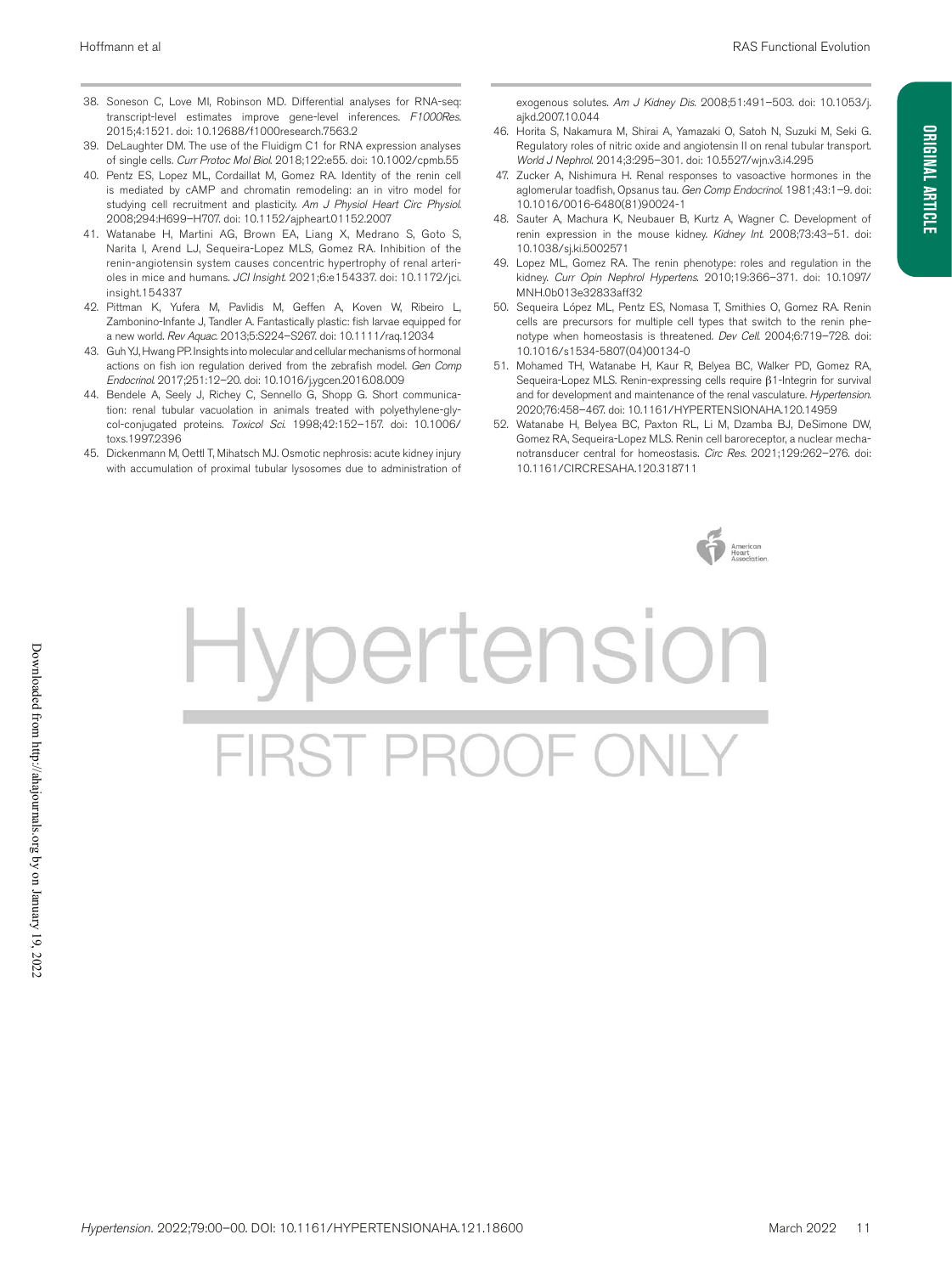38. Soneson C, Love MI, Robinson MD. Differential analyses for RNA-seq: transcript-level estimates improve gene-level inferences. *F1000Res*. 2015;4:1521. doi: 10.12688/f1000research.7563.2
39. DeLaughter DM. The use of the Fluidigm C1 for RNA expression analyses of single cells. *Curr Protoc Mol Biol*. 2018;122:e55. doi: 10.1002/cpmb.55
40. Pentz ES, Lopez ML, Cordaillat M, Gomez RA. Identity of the renin cell is mediated by cAMP and chromatin remodeling: an in vitro model for studying cell recruitment and plasticity. *Am J Physiol Heart Circ Physiol*. 2008;294:H699–H707. doi: 10.1152/ajpheart.01152.2007
41. Watanabe H, Martini AG, Brown EA, Liang X, Medrano S, Goto S, Narita I, Arend LJ, Sequeira-Lopez MLS, Gomez RA. Inhibition of the renin-angiotensin system causes concentric hypertrophy of renal arterioles in mice and humans. *JCI Insight*. 2021;6:e154337. doi: 10.1172/jci.insight.154337
42. Pittman K, Yufera M, Pavlidis M, Geffen A, Koven W, Ribeiro L, Zambonino-Infante J, Tandler A. Fantastically plastic: fish larvae equipped for a new world. *Rev Aquac*. 2013;5:S224–S267. doi: 10.1111/raq.12034
43. Guh YJ, Hwang PP. Insights into molecular and cellular mechanisms of hormonal actions on fish ion regulation derived from the zebrafish model. *Gen Comp Endocrinol*. 2017;251:12–20. doi: 10.1016/j.ygcen.2016.08.009
44. Bendele A, Seely J, Richey C, Sennello G, Shopp G. Short communication: renal tubular vacuolation in animals treated with polyethylene-glycol-conjugated proteins. *Toxicol Sci*. 1998;42:152–157. doi: 10.1006/toxs.1997.2396
45. Dickenmann M, Oettl T, Mihatsch MJ. Osmotic nephrosis: acute kidney injury with accumulation of proximal tubular lysosomes due to administration of exogenous solutes. *Am J Kidney Dis*. 2008;51:491–503. doi: 10.1053/j.ajkd.2007.10.044
46. Horita S, Nakamura M, Shirai A, Yamazaki O, Satoh N, Suzuki M, Seki G. Regulatory roles of nitric oxide and angiotensin II on renal tubular transport. *World J Nephrol*. 2014;3:295–301. doi: 10.5527/wjn.v3.i4.295
47. Zucker A, Nishimura H. Renal responses to vasoactive hormones in the aglomerular toadfish, Opsanus tau. *Gen Comp Endocrinol*. 1981;43:1–9. doi: 10.1016/0016-6480(81)90024-1
48. Sauter A, Machura K, Neubauer B, Kurtz A, Wagner C. Development of renin expression in the mouse kidney. *Kidney Int*. 2008;73:43–51. doi: 10.1038/sj.ki.5002571
49. Lopez ML, Gomez RA. The renin phenotype: roles and regulation in the kidney. *Curr Opin Nephrol Hypertens*. 2010;19:366–371. doi: 10.1097/MNH.0b013e32833aff32
50. Sequeira López ML, Pentz ES, Nomasa T, Smithies O, Gomez RA. Renin cells are precursors for multiple cell types that switch to the renin phenotype when homeostasis is threatened. *Dev Cell*. 2004;6:719–728. doi: 10.1016/s1534-5807(04)00134-0
51. Mohamed TH, Watanabe H, Kaur R, Belyea BC, Walker PD, Gomez RA, Sequeira-Lopez MLS. Renin-expressing cells require β1-Integrin for survival and for development and maintenance of the renal vasculature. *Hypertension*. 2020;76:458–467. doi: 10.1161/HYPERTENSIONAHA.120.14959
52. Watanabe H, Belyea BC, Paxton RL, Li M, Dzamba BJ, DeSimone DW, Gomez RA, Sequeira-Lopez MLS. Renin cell baroreceptor, a nuclear mechanotransducer central for homeostasis. *Circ Res*. 2021;129:262–276. doi: 10.1161/CIRCRESAHA.120.318711

Hypertension

FIRST PROOF ONLY